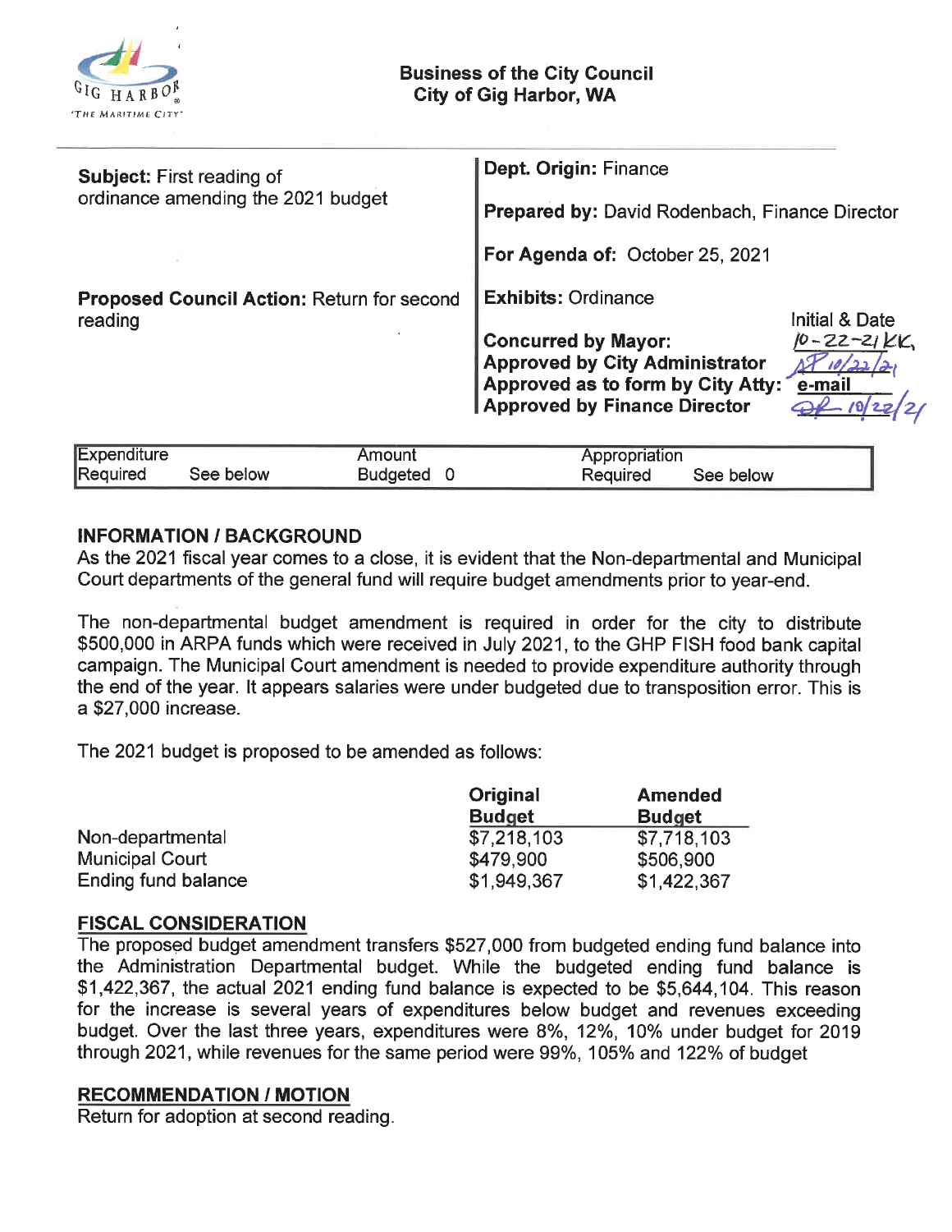# Business of the City Council
## City of Gig Harbor, WA

| | |
|---|---|
| **Subject:** First reading of ordinance amending the 2021 budget | **Dept. Origin:** Finance |
| | **Prepared by:** David Rodenbach, Finance Director |
| | **For Agenda of:** October 25, 2021 |
| **Proposed Council Action:** Return for second reading | **Exhibits:** Ordinance |

| | Initial & Date |
|---|---|
| **Concurred by Mayor:** | 10-22-21 KK |
| **Approved by City Administrator** | 10/22/21 |
| **Approved as to form by City Atty:** | e-mail |
| **Approved by Finance Director** | 10/22/21 |

| Expenditure Required | See below | Amount Budgeted | 0 | Appropriation Required | See below |
|---|---|---|---|---|---|

## INFORMATION / BACKGROUND

As the 2021 fiscal year comes to a close, it is evident that the Non-departmental and Municipal Court departments of the general fund will require budget amendments prior to year-end.

The non-departmental budget amendment is required in order for the city to distribute $500,000 in ARPA funds which were received in July 2021, to the GHP FISH food bank capital campaign. The Municipal Court amendment is needed to provide expenditure authority through the end of the year. It appears salaries were under budgeted due to transposition error. This is a $27,000 increase.

The 2021 budget is proposed to be amended as follows:

| | Original Budget | Amended Budget |
|---|---|---|
| Non-departmental | $7,218,103 | $7,718,103 |
| Municipal Court | $479,900 | $506,900 |
| Ending fund balance | $1,949,367 | $1,422,367 |

## FISCAL CONSIDERATION

The proposed budget amendment transfers $527,000 from budgeted ending fund balance into the Administration Departmental budget. While the budgeted ending fund balance is $1,422,367, the actual 2021 ending fund balance is expected to be $5,644,104. This reason for the increase is several years of expenditures below budget and revenues exceeding budget. Over the last three years, expenditures were 8%, 12%, 10% under budget for 2019 through 2021, while revenues for the same period were 99%, 105% and 122% of budget

## RECOMMENDATION / MOTION

Return for adoption at second reading.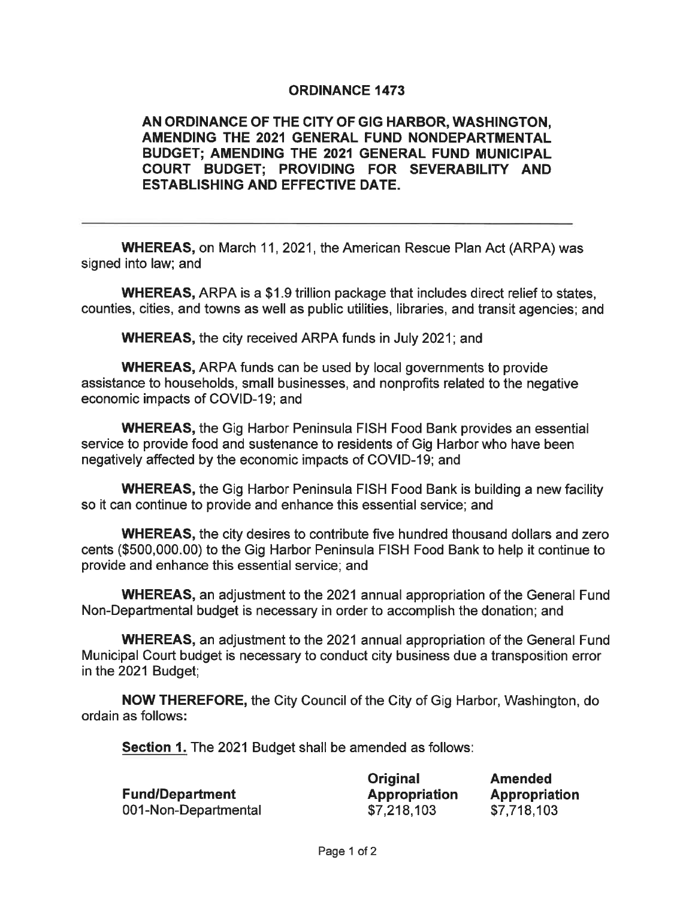**ORDINANCE 1473**

**AN ORDINANCE OF THE CITY OF GIG HARBOR, WASHINGTON, AMENDING THE 2021 GENERAL FUND NONDEPARTMENTAL BUDGET; AMENDING THE 2021 GENERAL FUND MUNICIPAL COURT BUDGET; PROVIDING FOR SEVERABILITY AND ESTABLISHING AND EFFECTIVE DATE.**

---

**WHEREAS,** on March 11, 2021, the American Rescue Plan Act (ARPA) was signed into law; and

**WHEREAS,** ARPA is a $1.9 trillion package that includes direct relief to states, counties, cities, and towns as well as public utilities, libraries, and transit agencies; and

**WHEREAS,** the city received ARPA funds in July 2021; and

**WHEREAS,** ARPA funds can be used by local governments to provide assistance to households, small businesses, and nonprofits related to the negative economic impacts of COVID-19; and

**WHEREAS,** the Gig Harbor Peninsula FISH Food Bank provides an essential service to provide food and sustenance to residents of Gig Harbor who have been negatively affected by the economic impacts of COVID-19; and

**WHEREAS,** the Gig Harbor Peninsula FISH Food Bank is building a new facility so it can continue to provide and enhance this essential service; and

**WHEREAS,** the city desires to contribute five hundred thousand dollars and zero cents ($500,000.00) to the Gig Harbor Peninsula FISH Food Bank to help it continue to provide and enhance this essential service; and

**WHEREAS,** an adjustment to the 2021 annual appropriation of the General Fund Non-Departmental budget is necessary in order to accomplish the donation; and

**WHEREAS,** an adjustment to the 2021 annual appropriation of the General Fund Municipal Court budget is necessary to conduct city business due a transposition error in the 2021 Budget;

**NOW THEREFORE,** the City Council of the City of Gig Harbor, Washington, do ordain as follows:

**Section 1.** The 2021 Budget shall be amended as follows:

| Fund/Department | Original Appropriation | Amended Appropriation |
|---|---|---|
| 001-Non-Departmental | $7,218,103 | $7,718,103 |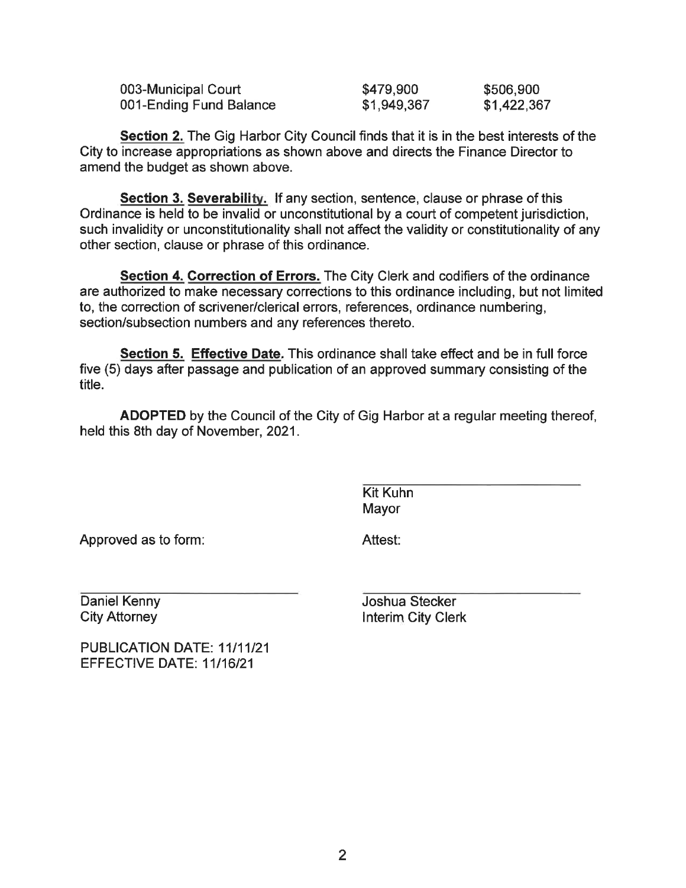| | | |
|---|---|---|
| 003-Municipal Court | \$479,900 | \$506,900 |
| 001-Ending Fund Balance | \$1,949,367 | \$1,422,367 |

**Section 2.** The Gig Harbor City Council finds that it is in the best interests of the City to increase appropriations as shown above and directs the Finance Director to amend the budget as shown above.

**Section 3. Severability.** If any section, sentence, clause or phrase of this Ordinance is held to be invalid or unconstitutional by a court of competent jurisdiction, such invalidity or unconstitutionality shall not affect the validity or constitutionality of any other section, clause or phrase of this ordinance.

**Section 4. Correction of Errors.** The City Clerk and codifiers of the ordinance are authorized to make necessary corrections to this ordinance including, but not limited to, the correction of scrivener/clerical errors, references, ordinance numbering, section/subsection numbers and any references thereto.

**Section 5. Effective Date.** This ordinance shall take effect and be in full force five (5) days after passage and publication of an approved summary consisting of the title.

**ADOPTED** by the Council of the City of Gig Harbor at a regular meeting thereof, held this 8th day of November, 2021.

Kit Kuhn
Mayor

Approved as to form:

Attest:

Daniel Kenny
City Attorney

Joshua Stecker
Interim City Clerk

PUBLICATION DATE: 11/11/21
EFFECTIVE DATE: 11/16/21